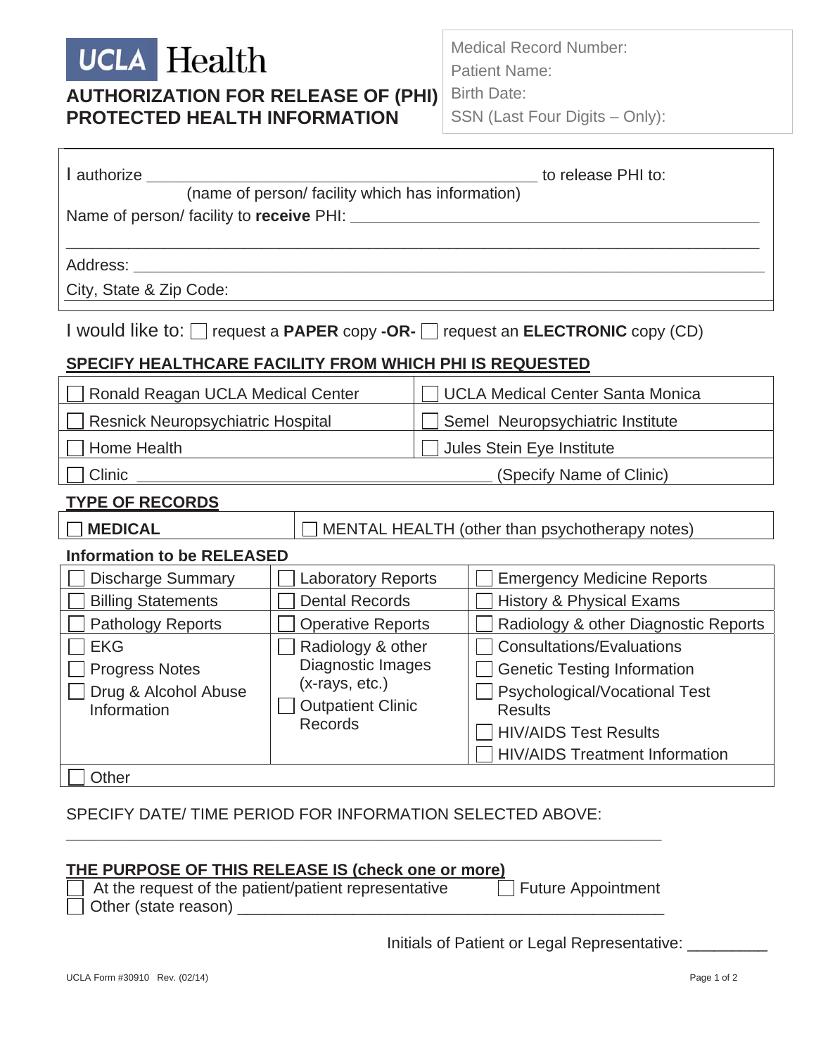UCLA Health

# AUTHORIZATION FOR RELEASE OF (PHI) PROTECTED HEALTH INFORMATION

Medical Record Number:
Patient Name:
Birth Date:
SSN (Last Four Digits – Only):

I authorize ____________________________________________ to release PHI to:
(name of person/ facility which has information)

Name of person/ facility to **receive** PHI: ____________________________________________

____________________________________________________________________________

Address: ____________________________________________________________________

City, State & Zip Code:

I would like to: ☐ request a **PAPER** copy **-OR-** ☐ request an **ELECTRONIC** copy (CD)

## SPECIFY HEALTHCARE FACILITY FROM WHICH PHI IS REQUESTED

| | |
|---|---|
| ☐ Ronald Reagan UCLA Medical Center | ☐ UCLA Medical Center Santa Monica |
| ☐ Resnick Neuropsychiatric Hospital | ☐ Semel Neuropsychiatric Institute |
| ☐ Home Health | ☐ Jules Stein Eye Institute |
| ☐ Clinic __________________________________________ (Specify Name of Clinic) | |

## TYPE OF RECORDS

| | |
|---|---|
| ☐ **MEDICAL** | ☐ MENTAL HEALTH (other than psychotherapy notes) |

### Information to be RELEASED

| | | |
|---|---|---|
| ☐ Discharge Summary | ☐ Laboratory Reports | ☐ Emergency Medicine Reports |
| ☐ Billing Statements | ☐ Dental Records | ☐ History & Physical Exams |
| ☐ Pathology Reports | ☐ Operative Reports | ☐ Radiology & other Diagnostic Reports |
| ☐ EKG<br>☐ Progress Notes<br>☐ Drug & Alcohol Abuse Information | ☐ Radiology & other Diagnostic Images (x-rays, etc.)<br>☐ Outpatient Clinic Records | ☐ Consultations/Evaluations<br>☐ Genetic Testing Information<br>☐ Psychological/Vocational Test Results<br>☐ HIV/AIDS Test Results<br>☐ HIV/AIDS Treatment Information |
| ☐ Other | | |

SPECIFY DATE/ TIME PERIOD FOR INFORMATION SELECTED ABOVE:

____________________________________________________________________________

## THE PURPOSE OF THIS RELEASE IS (check one or more)

☐ At the request of the patient/patient representative ☐ Future Appointment
☐ Other (state reason) __________________________________________________

Initials of Patient or Legal Representative: _________

UCLA Form #30910 Rev. (02/14)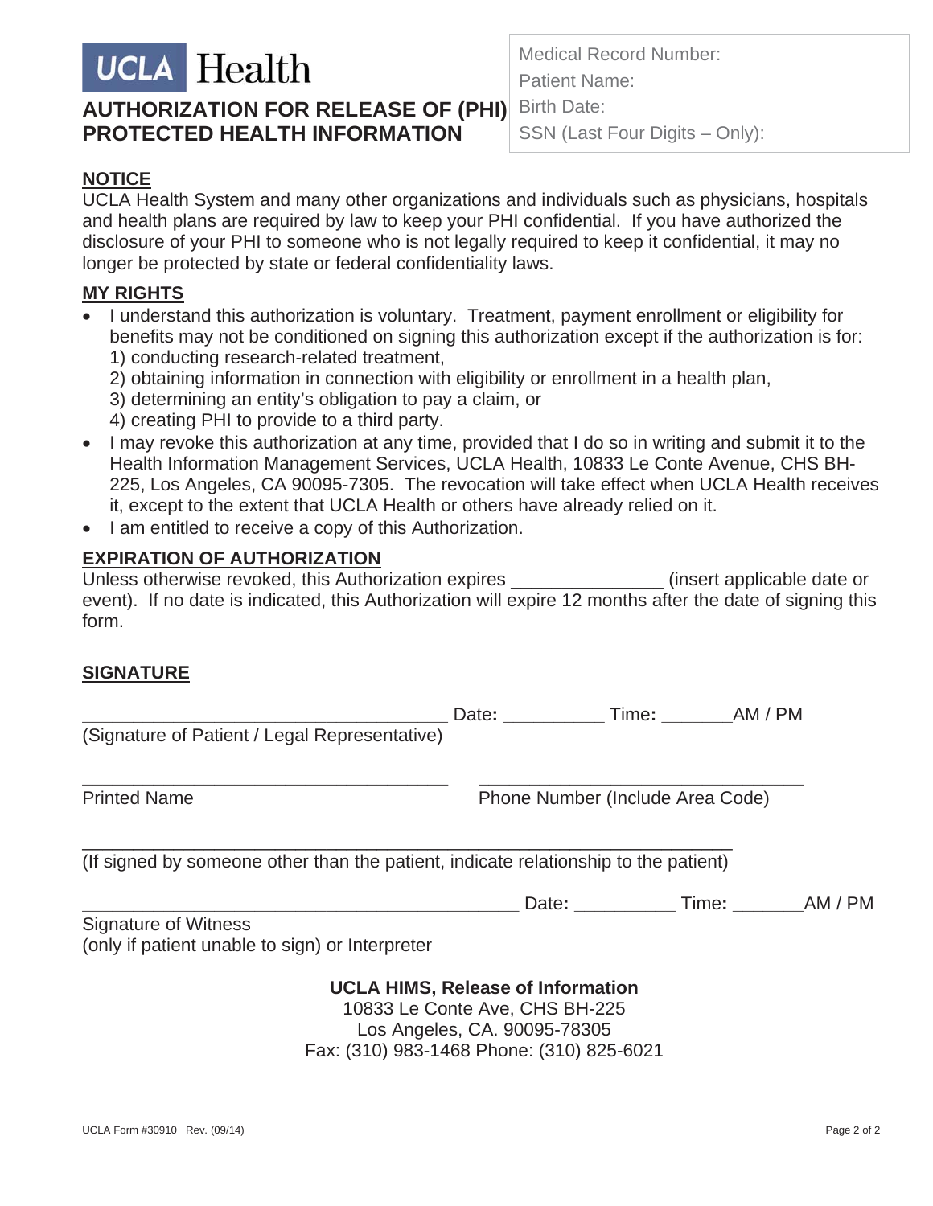UCLA Health

# AUTHORIZATION FOR RELEASE OF (PHI) PROTECTED HEALTH INFORMATION

Medical Record Number:
Patient Name:
Birth Date:
SSN (Last Four Digits – Only):

## NOTICE

UCLA Health System and many other organizations and individuals such as physicians, hospitals and health plans are required by law to keep your PHI confidential. If you have authorized the disclosure of your PHI to someone who is not legally required to keep it confidential, it may no longer be protected by state or federal confidentiality laws.

## MY RIGHTS

- I understand this authorization is voluntary. Treatment, payment enrollment or eligibility for benefits may not be conditioned on signing this authorization except if the authorization is for:
  1) conducting research-related treatment,
  2) obtaining information in connection with eligibility or enrollment in a health plan,
  3) determining an entity's obligation to pay a claim, or
  4) creating PHI to provide to a third party.
- I may revoke this authorization at any time, provided that I do so in writing and submit it to the Health Information Management Services, UCLA Health, 10833 Le Conte Avenue, CHS BH-225, Los Angeles, CA 90095-7305. The revocation will take effect when UCLA Health receives it, except to the extent that UCLA Health or others have already relied on it.
- I am entitled to receive a copy of this Authorization.

## EXPIRATION OF AUTHORIZATION

Unless otherwise revoked, this Authorization expires _______________ (insert applicable date or event). If no date is indicated, this Authorization will expire 12 months after the date of signing this form.

## SIGNATURE

_____________________________________ Date: __________ Time: _______AM / PM
(Signature of Patient / Legal Representative)

_____________________________________ _________________________________
Printed Name Phone Number (Include Area Code)

_________________________________________________________________
(If signed by someone other than the patient, indicate relationship to the patient)

____________________________________________ Date: __________ Time: _______AM / PM
Signature of Witness
(only if patient unable to sign) or Interpreter

**UCLA HIMS, Release of Information**
10833 Le Conte Ave, CHS BH-225
Los Angeles, CA. 90095-78305
Fax: (310) 983-1468 Phone: (310) 825-6021

UCLA Form #30910 Rev. (09/14)